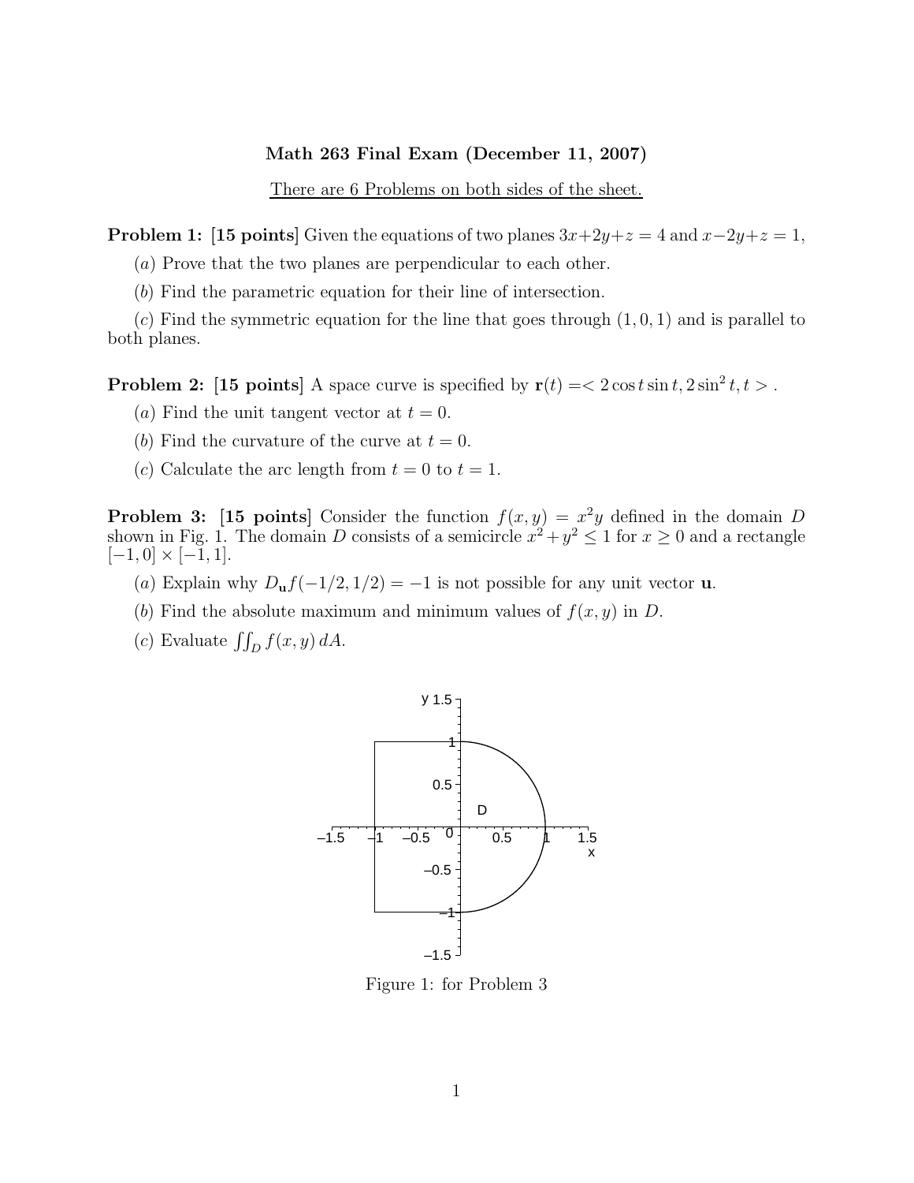**Math 263 Final Exam (December 11, 2007)**

There are 6 Problems on both sides of the sheet.

**Problem 1: [15 points]** Given the equations of two planes $3x+2y+z=4$ and $x-2y+z=1$,

($a$) Prove that the two planes are perpendicular to each other.

($b$) Find the parametric equation for their line of intersection.

($c$) Find the symmetric equation for the line that goes through $(1,0,1)$ and is parallel to both planes.

**Problem 2: [15 points]** A space curve is specified by $\mathbf{r}(t) = < 2\cos t \sin t, 2\sin^2 t, t >$.

($a$) Find the unit tangent vector at $t=0$.

($b$) Find the curvature of the curve at $t=0$.

($c$) Calculate the arc length from $t=0$ to $t=1$.

**Problem 3: [15 points]** Consider the function $f(x,y) = x^2 y$ defined in the domain $D$ shown in Fig. 1. The domain $D$ consists of a semicircle $x^2+y^2 \le 1$ for $x \ge 0$ and a rectangle $[-1,0] \times [-1,1]$.

($a$) Explain why $D_{\mathbf{u}} f(-1/2, 1/2) = -1$ is not possible for any unit vector $\mathbf{u}$.

($b$) Find the absolute maximum and minimum values of $f(x,y)$ in $D$.

($c$) Evaluate $\iint_D f(x,y)\, dA$.

y 1.5
1
0.5
D
–1.5 –1 –0.5 0 0.5 1 1.5
x
–0.5
–1
–1.5

Figure 1: for Problem 3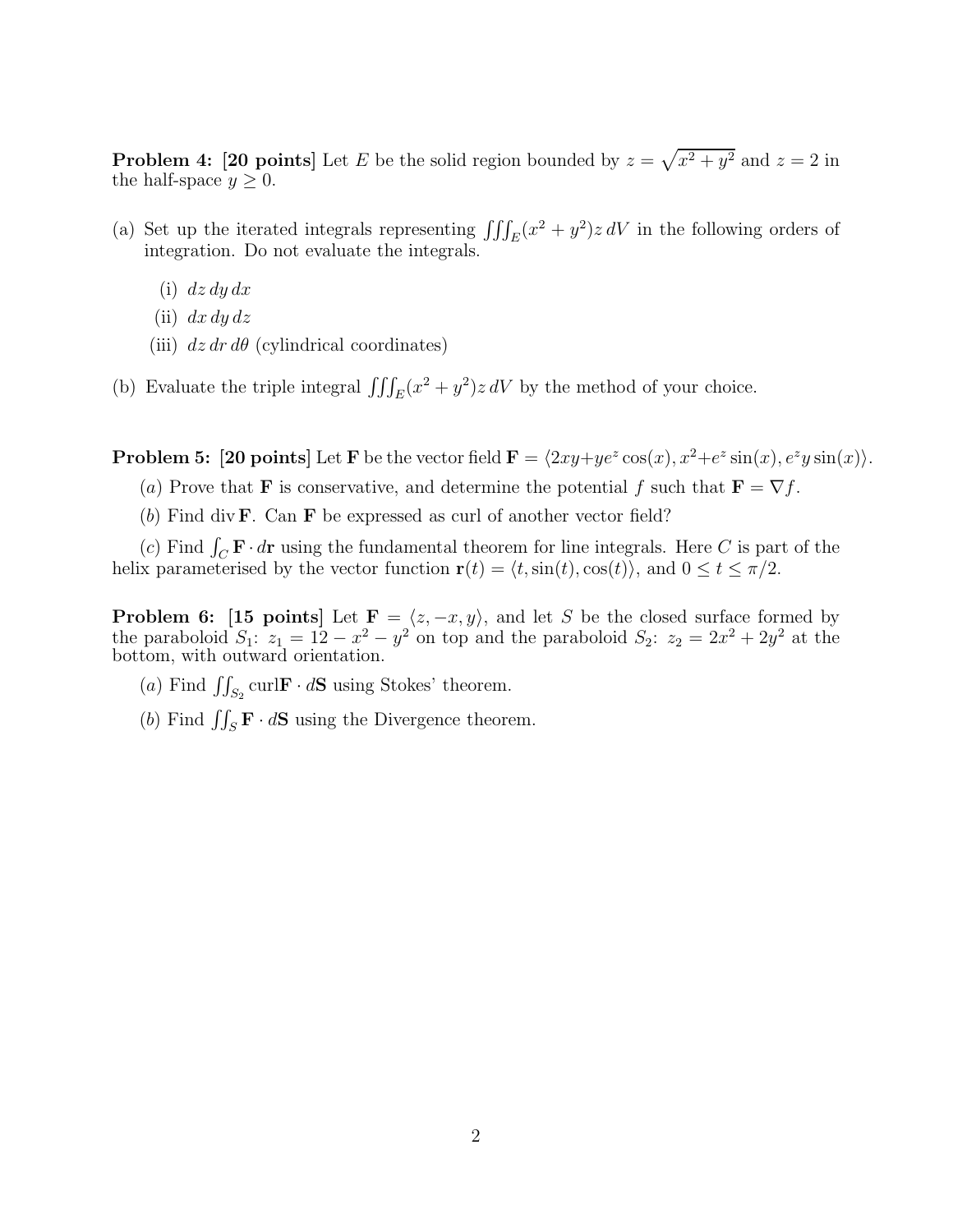**Problem 4: [20 points]** Let $E$ be the solid region bounded by $z = \sqrt{x^2 + y^2}$ and $z = 2$ in the half-space $y \geq 0$.

(a) Set up the iterated integrals representing $\iiint_E (x^2 + y^2) z \, dV$ in the following orders of integration. Do not evaluate the integrals.

(i) $dz\, dy\, dx$

(ii) $dx\, dy\, dz$

(iii) $dz\, dr\, d\theta$ (cylindrical coordinates)

(b) Evaluate the triple integral $\iiint_E (x^2 + y^2) z \, dV$ by the method of your choice.

**Problem 5: [20 points]** Let $\mathbf{F}$ be the vector field $\mathbf{F} = \langle 2xy + ye^z \cos(x), x^2 + e^z \sin(x), e^z y \sin(x) \rangle$.

($a$) Prove that $\mathbf{F}$ is conservative, and determine the potential $f$ such that $\mathbf{F} = \nabla f$.

($b$) Find $\operatorname{div} \mathbf{F}$. Can $\mathbf{F}$ be expressed as curl of another vector field?

($c$) Find $\int_C \mathbf{F} \cdot d\mathbf{r}$ using the fundamental theorem for line integrals. Here $C$ is part of the helix parameterised by the vector function $\mathbf{r}(t) = \langle t, \sin(t), \cos(t) \rangle$, and $0 \leq t \leq \pi/2$.

**Problem 6: [15 points]** Let $\mathbf{F} = \langle z, -x, y \rangle$, and let $S$ be the closed surface formed by the paraboloid $S_1$: $z_1 = 12 - x^2 - y^2$ on top and the paraboloid $S_2$: $z_2 = 2x^2 + 2y^2$ at the bottom, with outward orientation.

($a$) Find $\iint_{S_2} \operatorname{curl} \mathbf{F} \cdot d\mathbf{S}$ using Stokes' theorem.

($b$) Find $\iint_S \mathbf{F} \cdot d\mathbf{S}$ using the Divergence theorem.